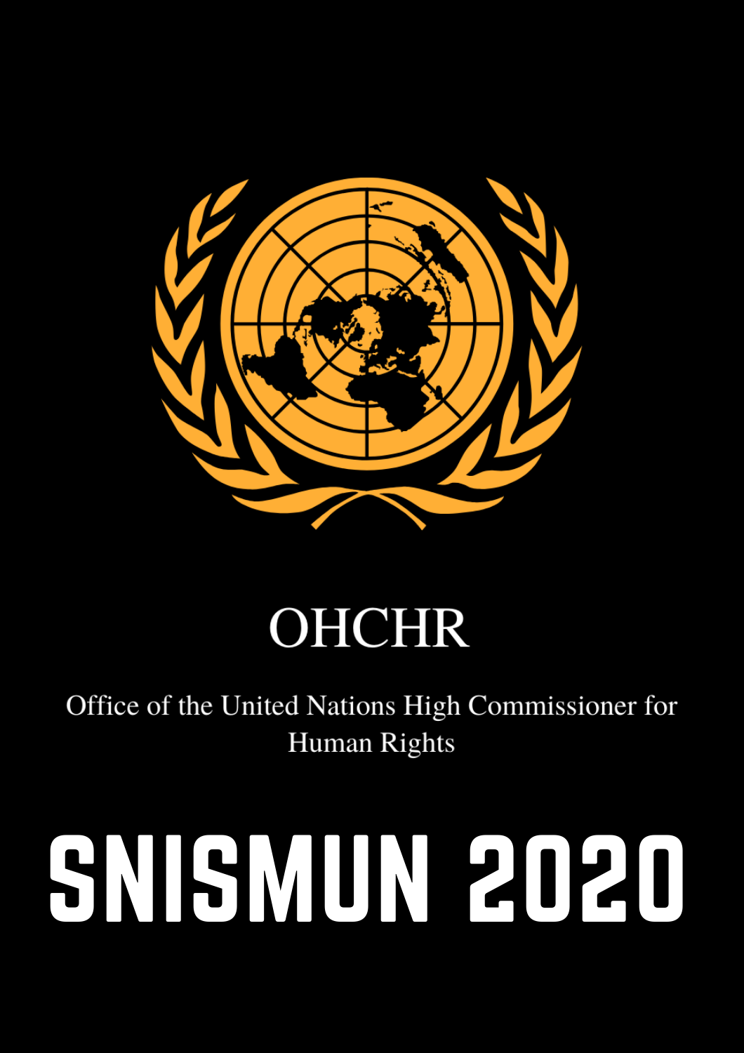# OHCHR

Office of the United Nations High Commissioner for Human Rights

# SNISMUN 2020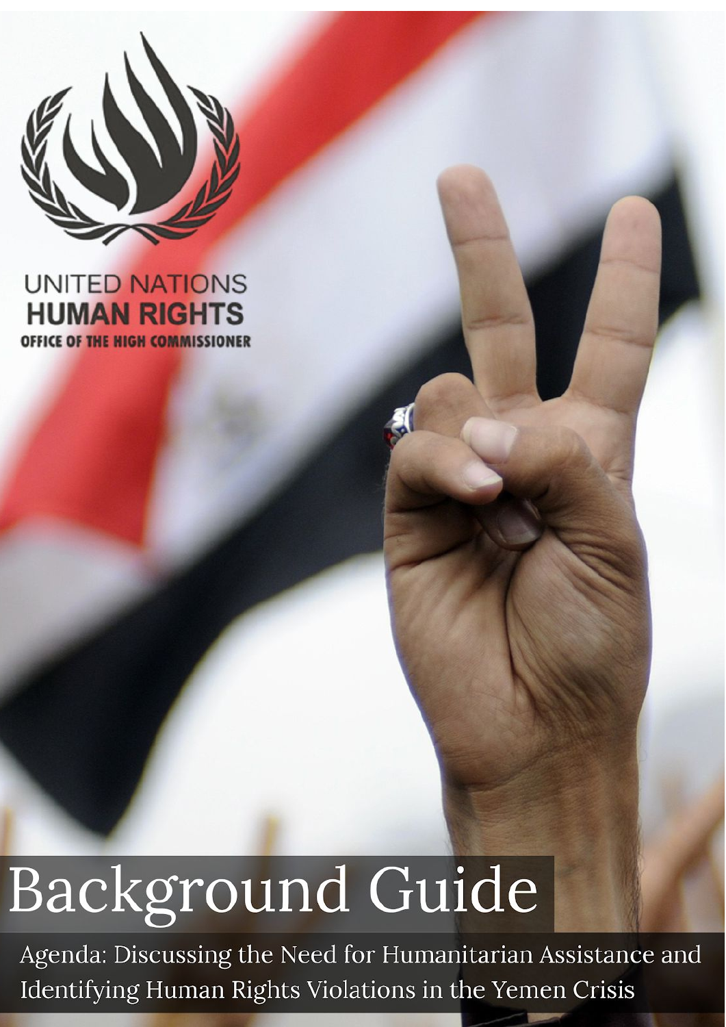UNITED NATIONS
HUMAN RIGHTS
OFFICE OF THE HIGH COMMISSIONER

# Background Guide

Agenda: Discussing the Need for Humanitarian Assistance and Identifying Human Rights Violations in the Yemen Crisis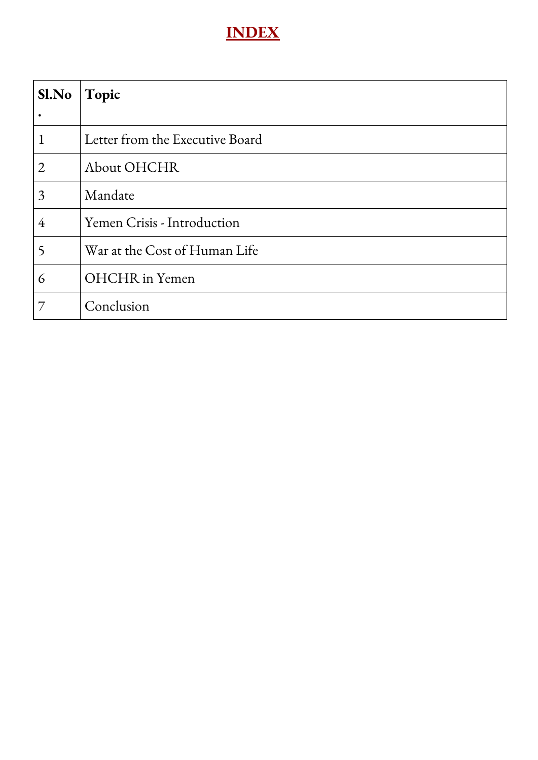# INDEX

| Sl.No. | Topic |
|---|---|
| 1 | Letter from the Executive Board |
| 2 | About OHCHR |
| 3 | Mandate |
| 4 | Yemen Crisis - Introduction |
| 5 | War at the Cost of Human Life |
| 6 | OHCHR in Yemen |
| 7 | Conclusion |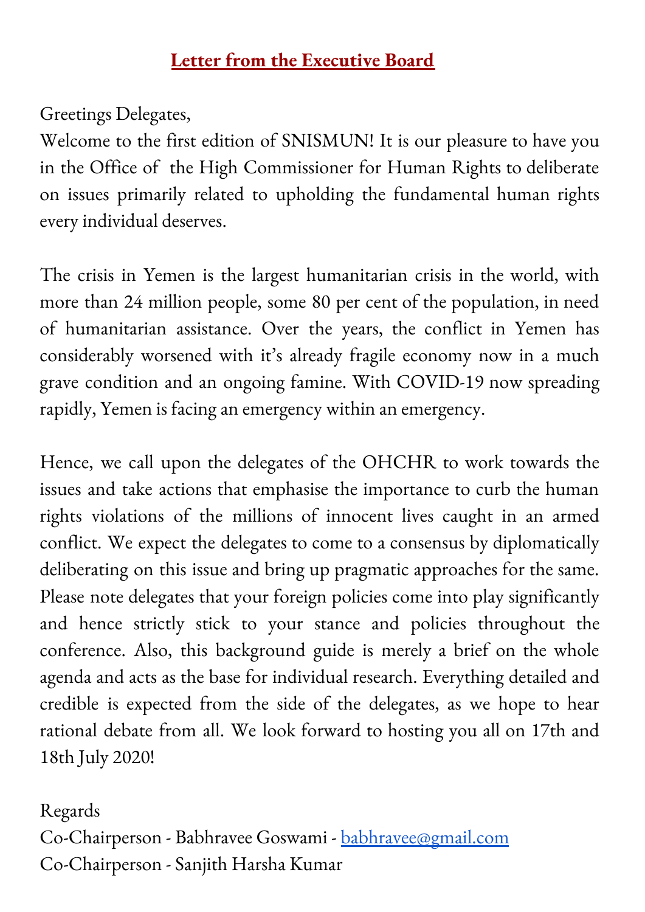# Letter from the Executive Board

Greetings Delegates,

Welcome to the first edition of SNISMUN! It is our pleasure to have you in the Office of the High Commissioner for Human Rights to deliberate on issues primarily related to upholding the fundamental human rights every individual deserves.

The crisis in Yemen is the largest humanitarian crisis in the world, with more than 24 million people, some 80 per cent of the population, in need of humanitarian assistance. Over the years, the conflict in Yemen has considerably worsened with it's already fragile economy now in a much grave condition and an ongoing famine. With COVID-19 now spreading rapidly, Yemen is facing an emergency within an emergency.

Hence, we call upon the delegates of the OHCHR to work towards the issues and take actions that emphasise the importance to curb the human rights violations of the millions of innocent lives caught in an armed conflict. We expect the delegates to come to a consensus by diplomatically deliberating on this issue and bring up pragmatic approaches for the same. Please note delegates that your foreign policies come into play significantly and hence strictly stick to your stance and policies throughout the conference. Also, this background guide is merely a brief on the whole agenda and acts as the base for individual research. Everything detailed and credible is expected from the side of the delegates, as we hope to hear rational debate from all. We look forward to hosting you all on 17th and 18th July 2020!

Regards

Co-Chairperson - Babhravee Goswami - babhravee@gmail.com

Co-Chairperson - Sanjith Harsha Kumar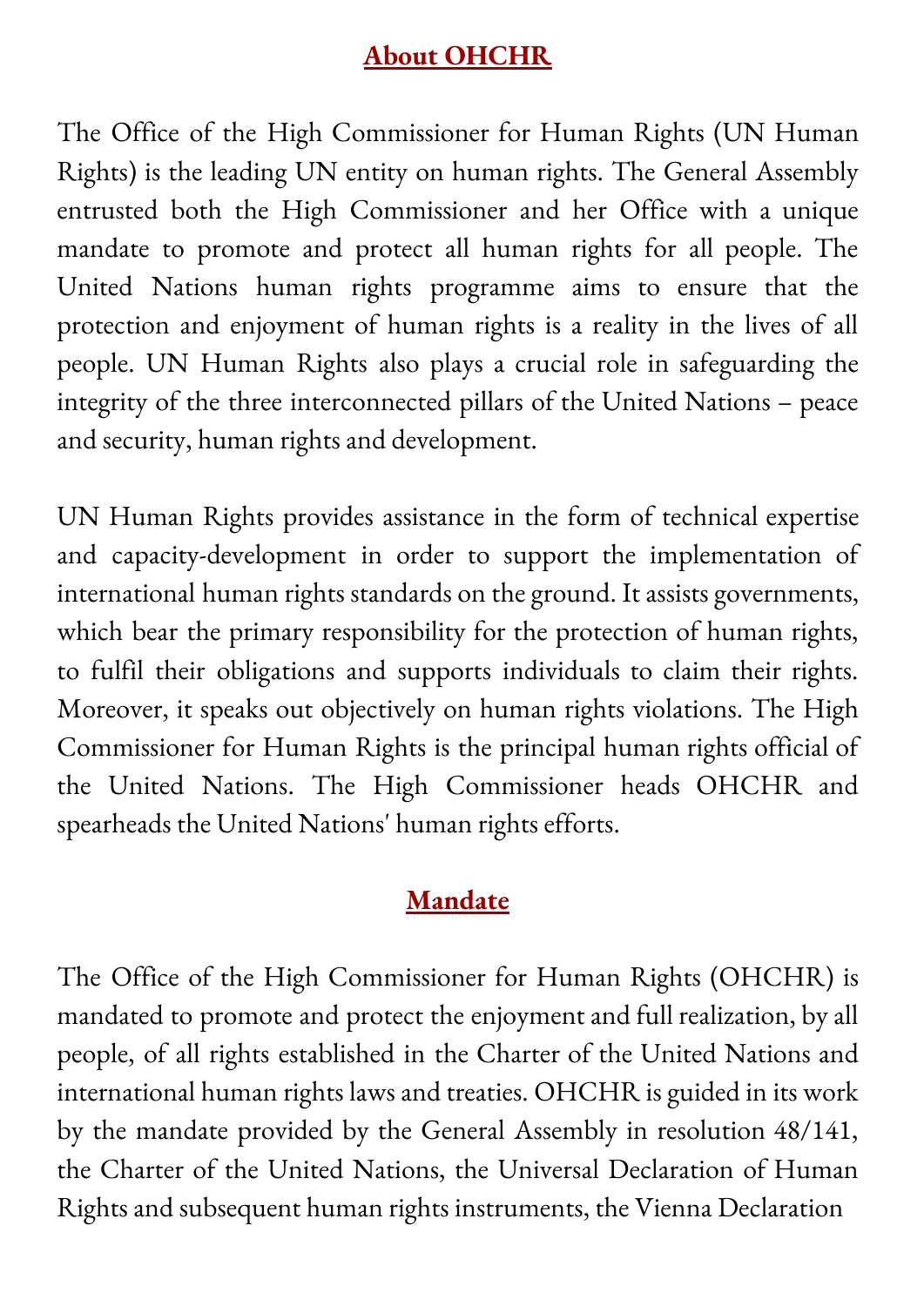## About OHCHR

The Office of the High Commissioner for Human Rights (UN Human Rights) is the leading UN entity on human rights. The General Assembly entrusted both the High Commissioner and her Office with a unique mandate to promote and protect all human rights for all people. The United Nations human rights programme aims to ensure that the protection and enjoyment of human rights is a reality in the lives of all people. UN Human Rights also plays a crucial role in safeguarding the integrity of the three interconnected pillars of the United Nations – peace and security, human rights and development.

UN Human Rights provides assistance in the form of technical expertise and capacity-development in order to support the implementation of international human rights standards on the ground. It assists governments, which bear the primary responsibility for the protection of human rights, to fulfil their obligations and supports individuals to claim their rights. Moreover, it speaks out objectively on human rights violations. The High Commissioner for Human Rights is the principal human rights official of the United Nations. The High Commissioner heads OHCHR and spearheads the United Nations' human rights efforts.

## Mandate

The Office of the High Commissioner for Human Rights (OHCHR) is mandated to promote and protect the enjoyment and full realization, by all people, of all rights established in the Charter of the United Nations and international human rights laws and treaties. OHCHR is guided in its work by the mandate provided by the General Assembly in resolution 48/141, the Charter of the United Nations, the Universal Declaration of Human Rights and subsequent human rights instruments, the Vienna Declaration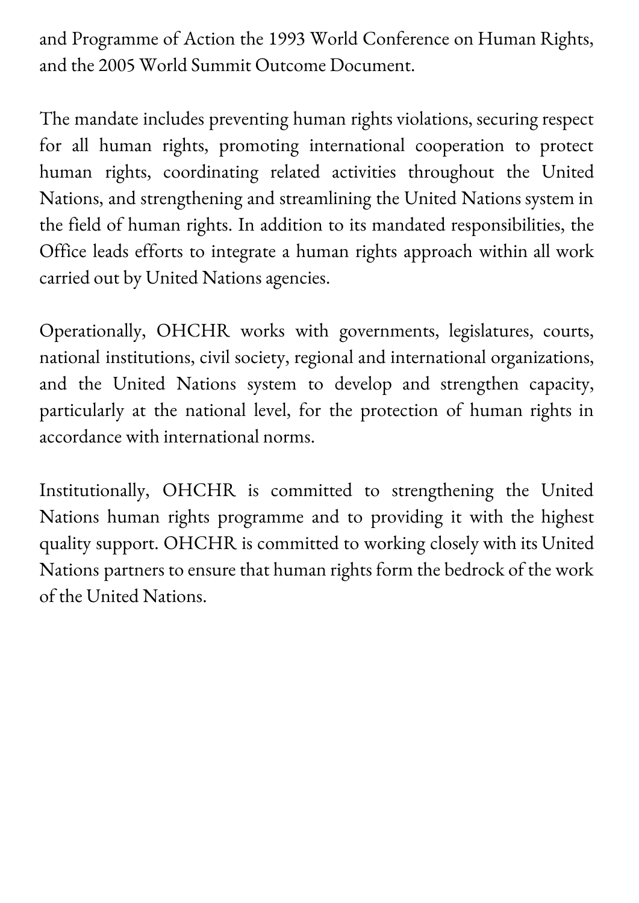and Programme of Action the 1993 World Conference on Human Rights, and the 2005 World Summit Outcome Document.

The mandate includes preventing human rights violations, securing respect for all human rights, promoting international cooperation to protect human rights, coordinating related activities throughout the United Nations, and strengthening and streamlining the United Nations system in the field of human rights. In addition to its mandated responsibilities, the Office leads efforts to integrate a human rights approach within all work carried out by United Nations agencies.

Operationally, OHCHR works with governments, legislatures, courts, national institutions, civil society, regional and international organizations, and the United Nations system to develop and strengthen capacity, particularly at the national level, for the protection of human rights in accordance with international norms.

Institutionally, OHCHR is committed to strengthening the United Nations human rights programme and to providing it with the highest quality support. OHCHR is committed to working closely with its United Nations partners to ensure that human rights form the bedrock of the work of the United Nations.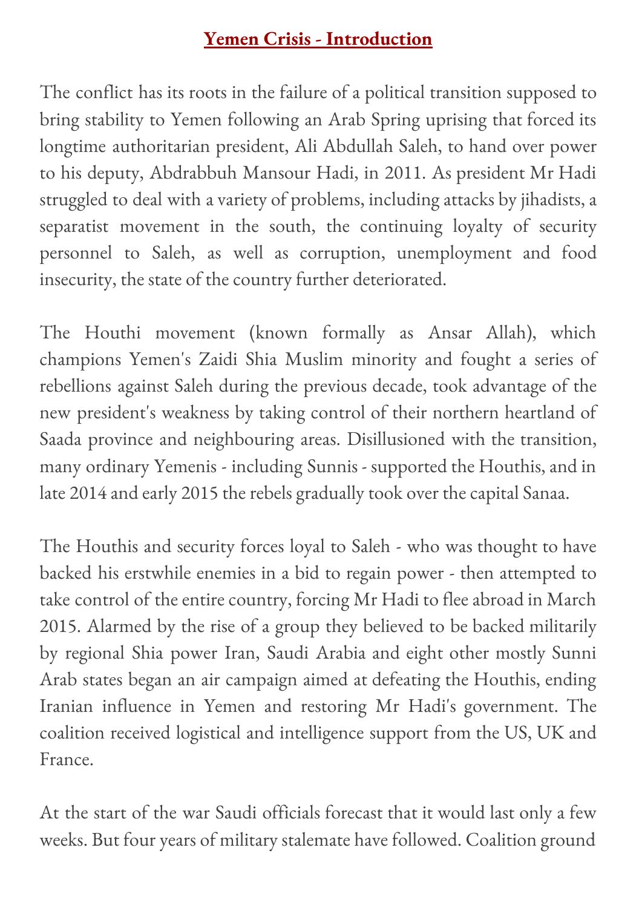## Yemen Crisis - Introduction

The conflict has its roots in the failure of a political transition supposed to bring stability to Yemen following an Arab Spring uprising that forced its longtime authoritarian president, Ali Abdullah Saleh, to hand over power to his deputy, Abdrabbuh Mansour Hadi, in 2011. As president Mr Hadi struggled to deal with a variety of problems, including attacks by jihadists, a separatist movement in the south, the continuing loyalty of security personnel to Saleh, as well as corruption, unemployment and food insecurity, the state of the country further deteriorated.

The Houthi movement (known formally as Ansar Allah), which champions Yemen's Zaidi Shia Muslim minority and fought a series of rebellions against Saleh during the previous decade, took advantage of the new president's weakness by taking control of their northern heartland of Saada province and neighbouring areas. Disillusioned with the transition, many ordinary Yemenis - including Sunnis - supported the Houthis, and in late 2014 and early 2015 the rebels gradually took over the capital Sanaa.

The Houthis and security forces loyal to Saleh - who was thought to have backed his erstwhile enemies in a bid to regain power - then attempted to take control of the entire country, forcing Mr Hadi to flee abroad in March 2015. Alarmed by the rise of a group they believed to be backed militarily by regional Shia power Iran, Saudi Arabia and eight other mostly Sunni Arab states began an air campaign aimed at defeating the Houthis, ending Iranian influence in Yemen and restoring Mr Hadi's government. The coalition received logistical and intelligence support from the US, UK and France.

At the start of the war Saudi officials forecast that it would last only a few weeks. But four years of military stalemate have followed. Coalition ground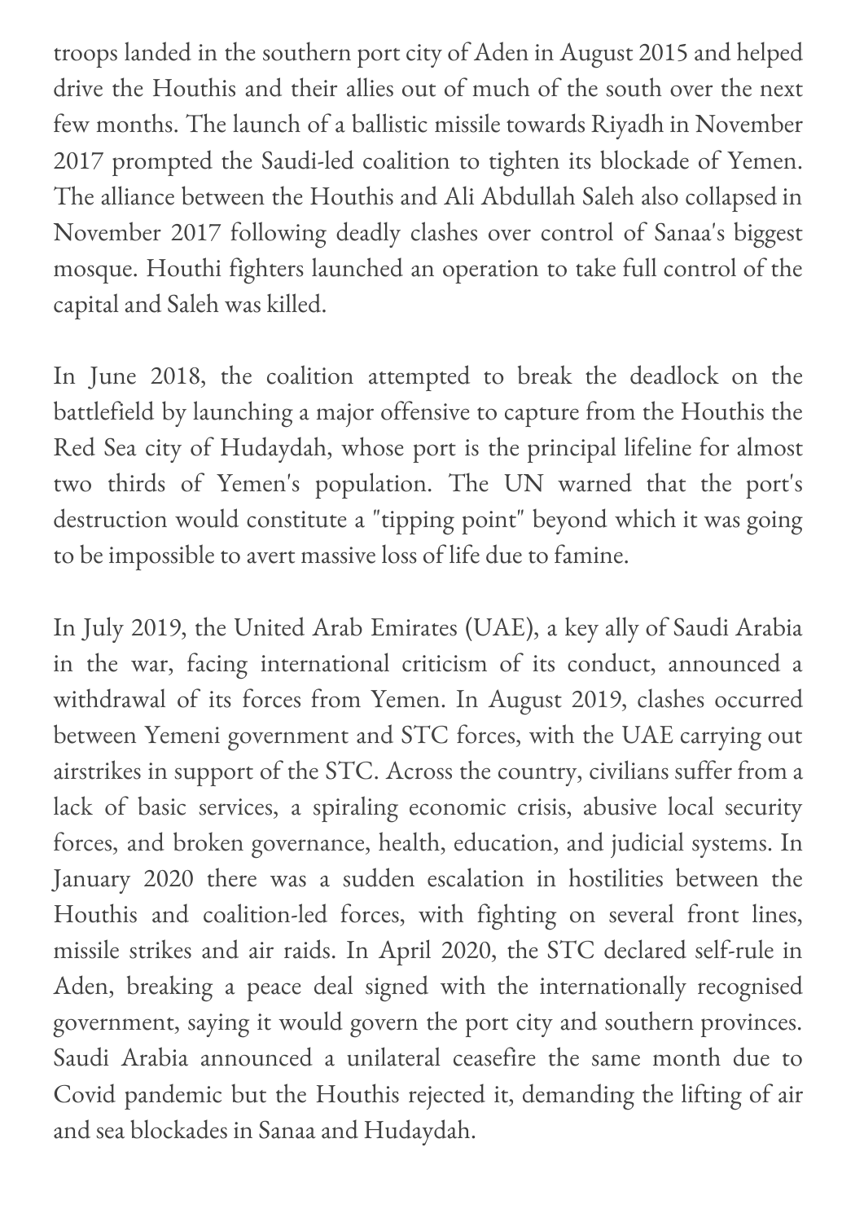troops landed in the southern port city of Aden in August 2015 and helped drive the Houthis and their allies out of much of the south over the next few months. The launch of a ballistic missile towards Riyadh in November 2017 prompted the Saudi-led coalition to tighten its blockade of Yemen. The alliance between the Houthis and Ali Abdullah Saleh also collapsed in November 2017 following deadly clashes over control of Sanaa's biggest mosque. Houthi fighters launched an operation to take full control of the capital and Saleh was killed.

In June 2018, the coalition attempted to break the deadlock on the battlefield by launching a major offensive to capture from the Houthis the Red Sea city of Hudaydah, whose port is the principal lifeline for almost two thirds of Yemen's population. The UN warned that the port's destruction would constitute a "tipping point" beyond which it was going to be impossible to avert massive loss of life due to famine.

In July 2019, the United Arab Emirates (UAE), a key ally of Saudi Arabia in the war, facing international criticism of its conduct, announced a withdrawal of its forces from Yemen. In August 2019, clashes occurred between Yemeni government and STC forces, with the UAE carrying out airstrikes in support of the STC. Across the country, civilians suffer from a lack of basic services, a spiraling economic crisis, abusive local security forces, and broken governance, health, education, and judicial systems. In January 2020 there was a sudden escalation in hostilities between the Houthis and coalition-led forces, with fighting on several front lines, missile strikes and air raids. In April 2020, the STC declared self-rule in Aden, breaking a peace deal signed with the internationally recognised government, saying it would govern the port city and southern provinces. Saudi Arabia announced a unilateral ceasefire the same month due to Covid pandemic but the Houthis rejected it, demanding the lifting of air and sea blockades in Sanaa and Hudaydah.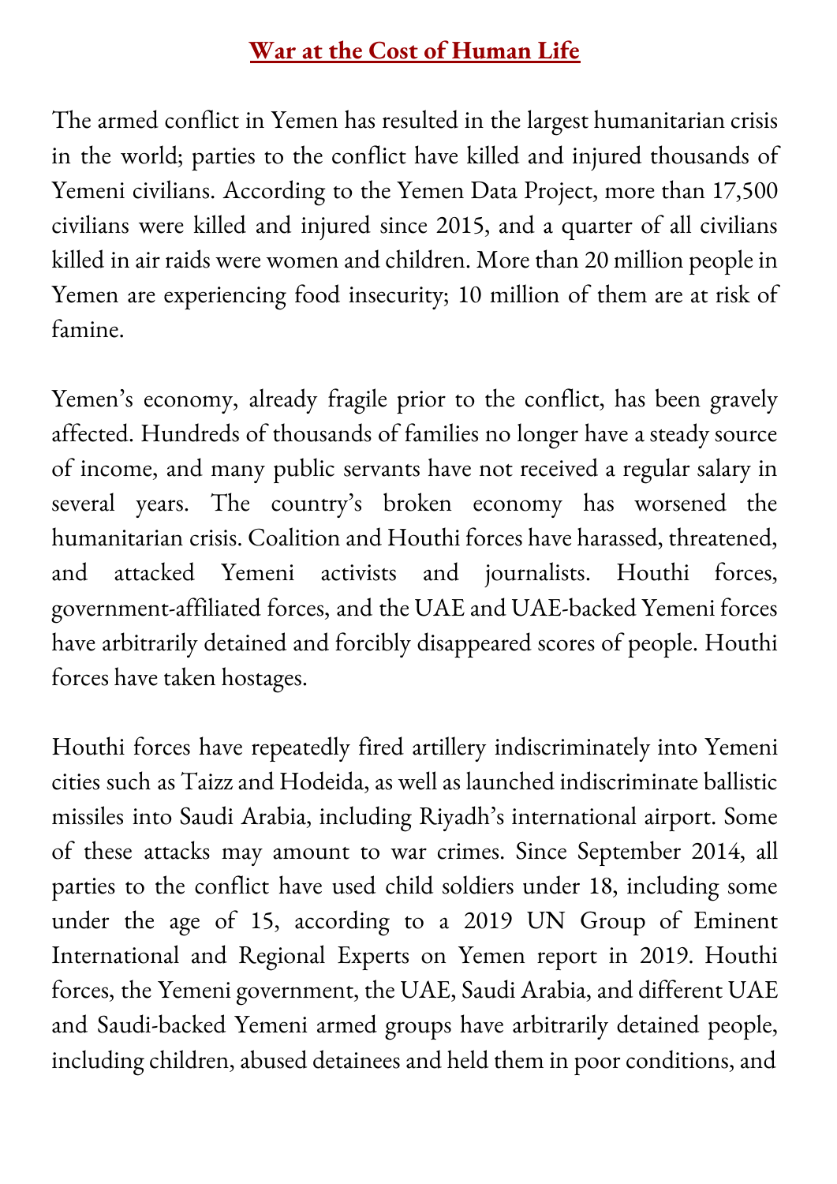## War at the Cost of Human Life

The armed conflict in Yemen has resulted in the largest humanitarian crisis in the world; parties to the conflict have killed and injured thousands of Yemeni civilians. According to the Yemen Data Project, more than 17,500 civilians were killed and injured since 2015, and a quarter of all civilians killed in air raids were women and children. More than 20 million people in Yemen are experiencing food insecurity; 10 million of them are at risk of famine.

Yemen's economy, already fragile prior to the conflict, has been gravely affected. Hundreds of thousands of families no longer have a steady source of income, and many public servants have not received a regular salary in several years. The country's broken economy has worsened the humanitarian crisis. Coalition and Houthi forces have harassed, threatened, and attacked Yemeni activists and journalists. Houthi forces, government-affiliated forces, and the UAE and UAE-backed Yemeni forces have arbitrarily detained and forcibly disappeared scores of people. Houthi forces have taken hostages.

Houthi forces have repeatedly fired artillery indiscriminately into Yemeni cities such as Taizz and Hodeida, as well as launched indiscriminate ballistic missiles into Saudi Arabia, including Riyadh's international airport. Some of these attacks may amount to war crimes. Since September 2014, all parties to the conflict have used child soldiers under 18, including some under the age of 15, according to a 2019 UN Group of Eminent International and Regional Experts on Yemen report in 2019. Houthi forces, the Yemeni government, the UAE, Saudi Arabia, and different UAE and Saudi-backed Yemeni armed groups have arbitrarily detained people, including children, abused detainees and held them in poor conditions, and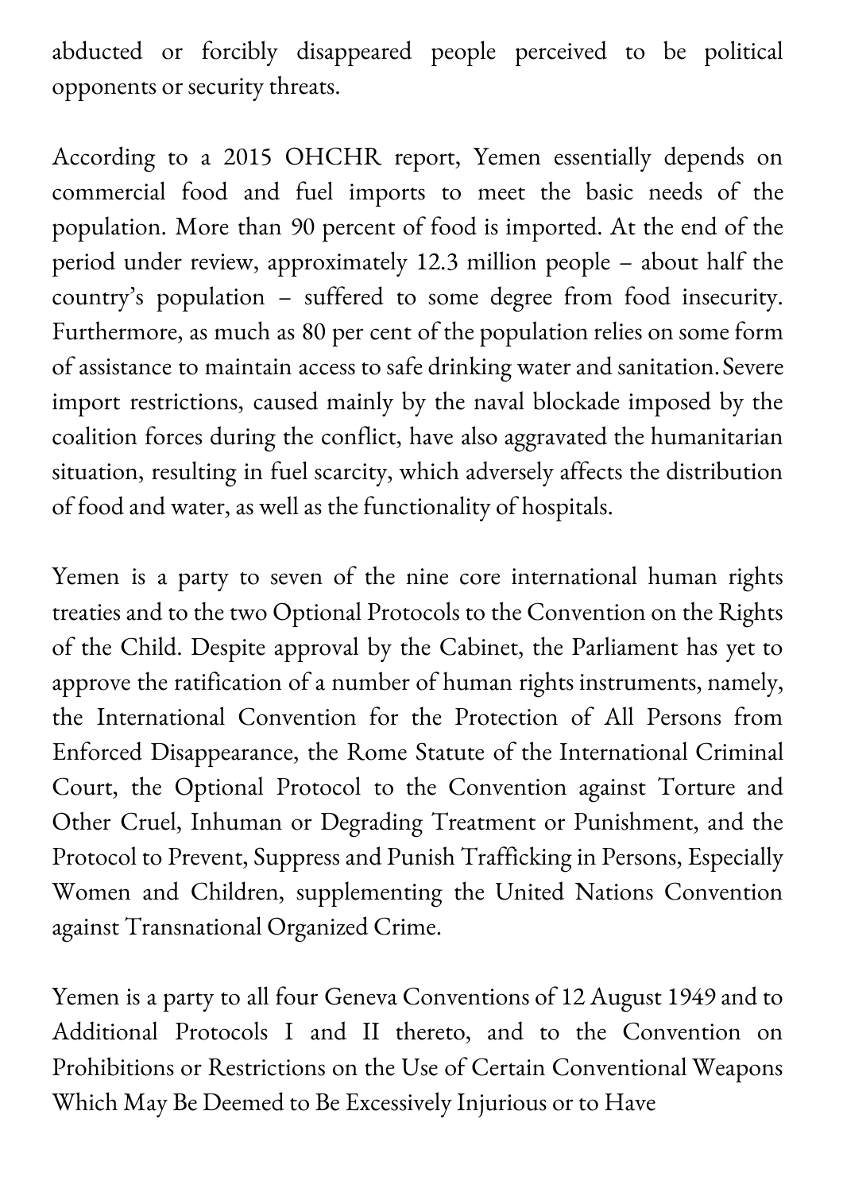abducted or forcibly disappeared people perceived to be political opponents or security threats.

According to a 2015 OHCHR report, Yemen essentially depends on commercial food and fuel imports to meet the basic needs of the population. More than 90 percent of food is imported. At the end of the period under review, approximately 12.3 million people – about half the country's population – suffered to some degree from food insecurity. Furthermore, as much as 80 per cent of the population relies on some form of assistance to maintain access to safe drinking water and sanitation. Severe import restrictions, caused mainly by the naval blockade imposed by the coalition forces during the conflict, have also aggravated the humanitarian situation, resulting in fuel scarcity, which adversely affects the distribution of food and water, as well as the functionality of hospitals.

Yemen is a party to seven of the nine core international human rights treaties and to the two Optional Protocols to the Convention on the Rights of the Child. Despite approval by the Cabinet, the Parliament has yet to approve the ratification of a number of human rights instruments, namely, the International Convention for the Protection of All Persons from Enforced Disappearance, the Rome Statute of the International Criminal Court, the Optional Protocol to the Convention against Torture and Other Cruel, Inhuman or Degrading Treatment or Punishment, and the Protocol to Prevent, Suppress and Punish Trafficking in Persons, Especially Women and Children, supplementing the United Nations Convention against Transnational Organized Crime.

Yemen is a party to all four Geneva Conventions of 12 August 1949 and to Additional Protocols I and II thereto, and to the Convention on Prohibitions or Restrictions on the Use of Certain Conventional Weapons Which May Be Deemed to Be Excessively Injurious or to Have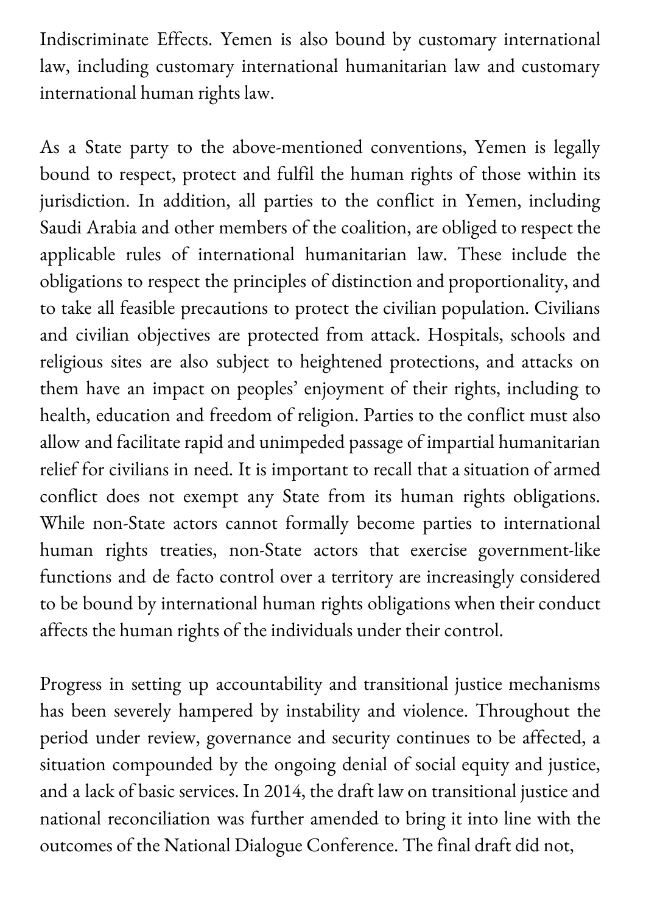Indiscriminate Effects. Yemen is also bound by customary international law, including customary international humanitarian law and customary international human rights law.

As a State party to the above-mentioned conventions, Yemen is legally bound to respect, protect and fulfil the human rights of those within its jurisdiction. In addition, all parties to the conflict in Yemen, including Saudi Arabia and other members of the coalition, are obliged to respect the applicable rules of international humanitarian law. These include the obligations to respect the principles of distinction and proportionality, and to take all feasible precautions to protect the civilian population. Civilians and civilian objectives are protected from attack. Hospitals, schools and religious sites are also subject to heightened protections, and attacks on them have an impact on peoples' enjoyment of their rights, including to health, education and freedom of religion. Parties to the conflict must also allow and facilitate rapid and unimpeded passage of impartial humanitarian relief for civilians in need. It is important to recall that a situation of armed conflict does not exempt any State from its human rights obligations. While non-State actors cannot formally become parties to international human rights treaties, non-State actors that exercise government-like functions and de facto control over a territory are increasingly considered to be bound by international human rights obligations when their conduct affects the human rights of the individuals under their control.

Progress in setting up accountability and transitional justice mechanisms has been severely hampered by instability and violence. Throughout the period under review, governance and security continues to be affected, a situation compounded by the ongoing denial of social equity and justice, and a lack of basic services. In 2014, the draft law on transitional justice and national reconciliation was further amended to bring it into line with the outcomes of the National Dialogue Conference. The final draft did not,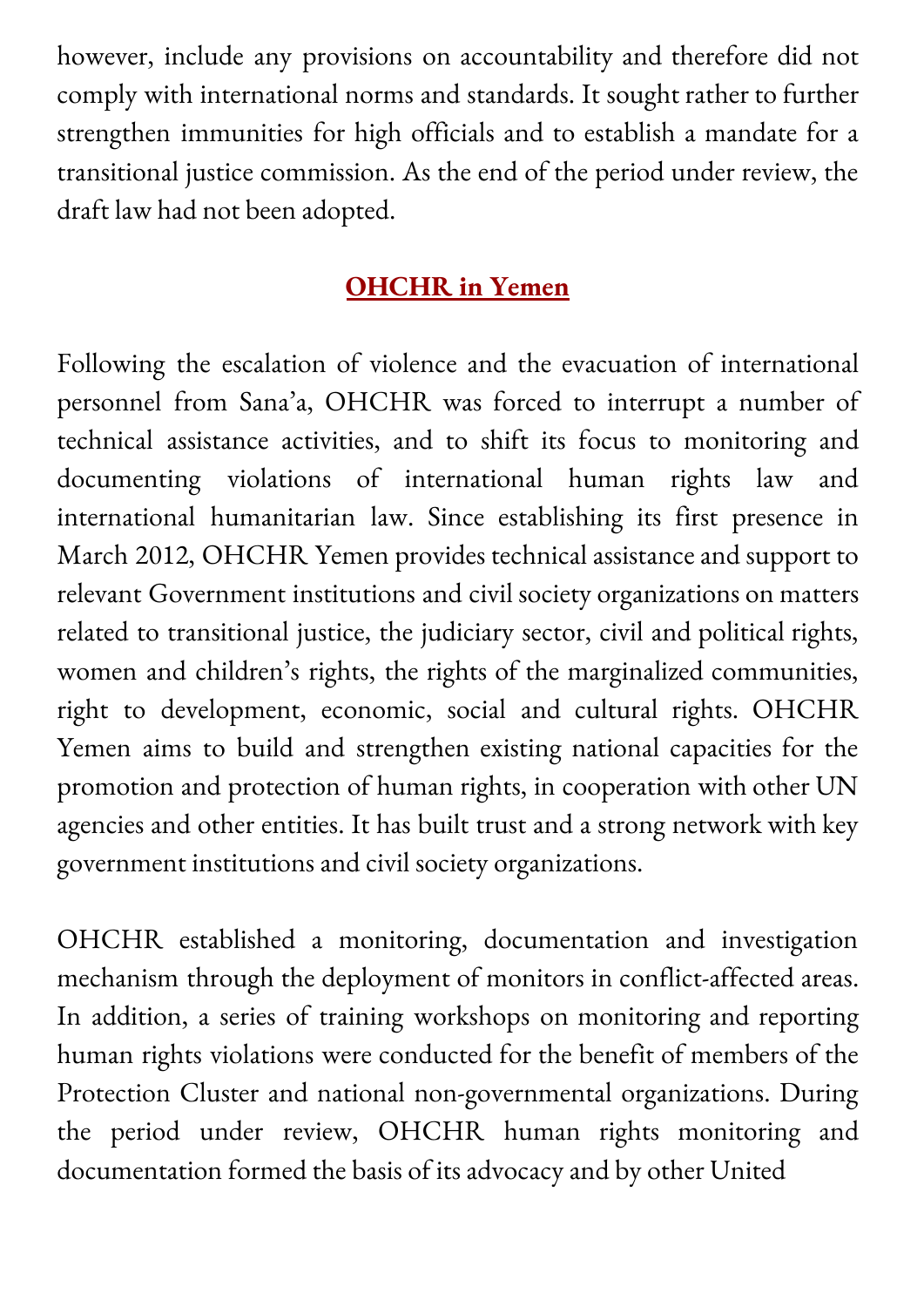however, include any provisions on accountability and therefore did not comply with international norms and standards. It sought rather to further strengthen immunities for high officials and to establish a mandate for a transitional justice commission. As the end of the period under review, the draft law had not been adopted.

## OHCHR in Yemen

Following the escalation of violence and the evacuation of international personnel from Sana'a, OHCHR was forced to interrupt a number of technical assistance activities, and to shift its focus to monitoring and documenting violations of international human rights law and international humanitarian law. Since establishing its first presence in March 2012, OHCHR Yemen provides technical assistance and support to relevant Government institutions and civil society organizations on matters related to transitional justice, the judiciary sector, civil and political rights, women and children's rights, the rights of the marginalized communities, right to development, economic, social and cultural rights. OHCHR Yemen aims to build and strengthen existing national capacities for the promotion and protection of human rights, in cooperation with other UN agencies and other entities. It has built trust and a strong network with key government institutions and civil society organizations.

OHCHR established a monitoring, documentation and investigation mechanism through the deployment of monitors in conflict-affected areas. In addition, a series of training workshops on monitoring and reporting human rights violations were conducted for the benefit of members of the Protection Cluster and national non-governmental organizations. During the period under review, OHCHR human rights monitoring and documentation formed the basis of its advocacy and by other United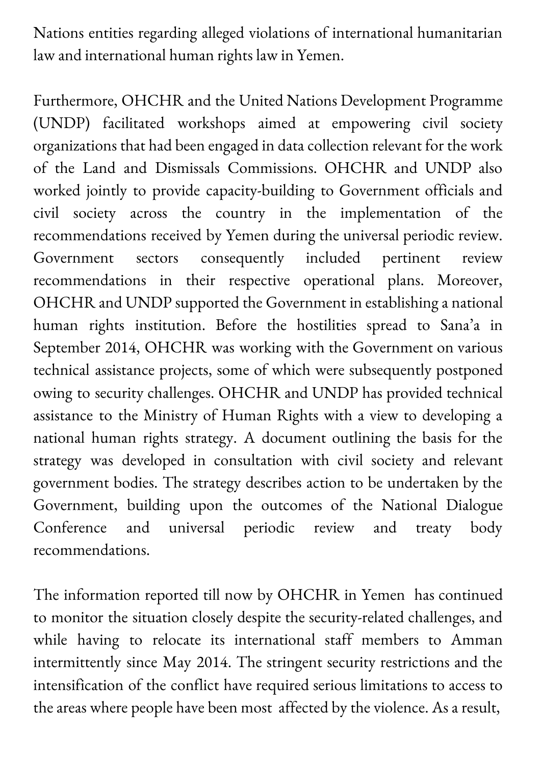Nations entities regarding alleged violations of international humanitarian law and international human rights law in Yemen.

Furthermore, OHCHR and the United Nations Development Programme (UNDP) facilitated workshops aimed at empowering civil society organizations that had been engaged in data collection relevant for the work of the Land and Dismissals Commissions. OHCHR and UNDP also worked jointly to provide capacity-building to Government officials and civil society across the country in the implementation of the recommendations received by Yemen during the universal periodic review. Government sectors consequently included pertinent review recommendations in their respective operational plans. Moreover, OHCHR and UNDP supported the Government in establishing a national human rights institution. Before the hostilities spread to Sana'a in September 2014, OHCHR was working with the Government on various technical assistance projects, some of which were subsequently postponed owing to security challenges. OHCHR and UNDP has provided technical assistance to the Ministry of Human Rights with a view to developing a national human rights strategy. A document outlining the basis for the strategy was developed in consultation with civil society and relevant government bodies. The strategy describes action to be undertaken by the Government, building upon the outcomes of the National Dialogue Conference and universal periodic review and treaty body recommendations.

The information reported till now by OHCHR in Yemen has continued to monitor the situation closely despite the security-related challenges, and while having to relocate its international staff members to Amman intermittently since May 2014. The stringent security restrictions and the intensification of the conflict have required serious limitations to access to the areas where people have been most affected by the violence. As a result,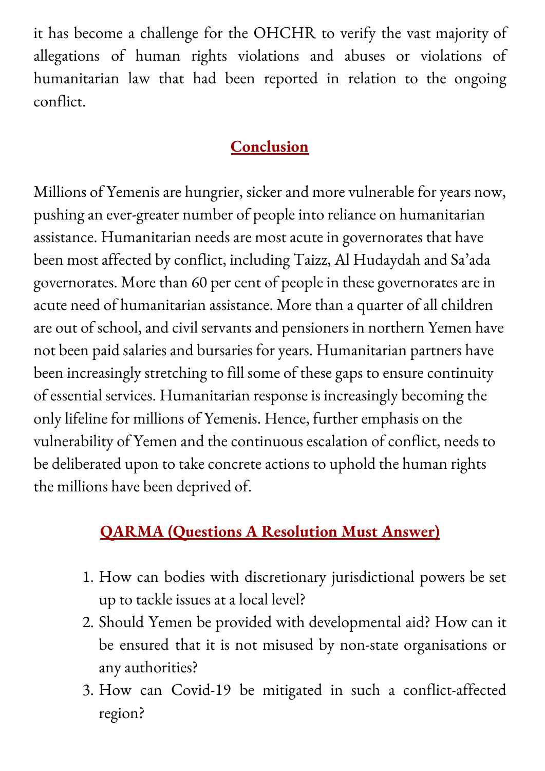it has become a challenge for the OHCHR to verify the vast majority of allegations of human rights violations and abuses or violations of humanitarian law that had been reported in relation to the ongoing conflict.

## Conclusion

Millions of Yemenis are hungrier, sicker and more vulnerable for years now, pushing an ever-greater number of people into reliance on humanitarian assistance. Humanitarian needs are most acute in governorates that have been most affected by conflict, including Taizz, Al Hudaydah and Sa'ada governorates. More than 60 per cent of people in these governorates are in acute need of humanitarian assistance. More than a quarter of all children are out of school, and civil servants and pensioners in northern Yemen have not been paid salaries and bursaries for years. Humanitarian partners have been increasingly stretching to fill some of these gaps to ensure continuity of essential services. Humanitarian response is increasingly becoming the only lifeline for millions of Yemenis. Hence, further emphasis on the vulnerability of Yemen and the continuous escalation of conflict, needs to be deliberated upon to take concrete actions to uphold the human rights the millions have been deprived of.

## QARMA (Questions A Resolution Must Answer)

1. How can bodies with discretionary jurisdictional powers be set up to tackle issues at a local level?
2. Should Yemen be provided with developmental aid? How can it be ensured that it is not misused by non-state organisations or any authorities?
3. How can Covid-19 be mitigated in such a conflict-affected region?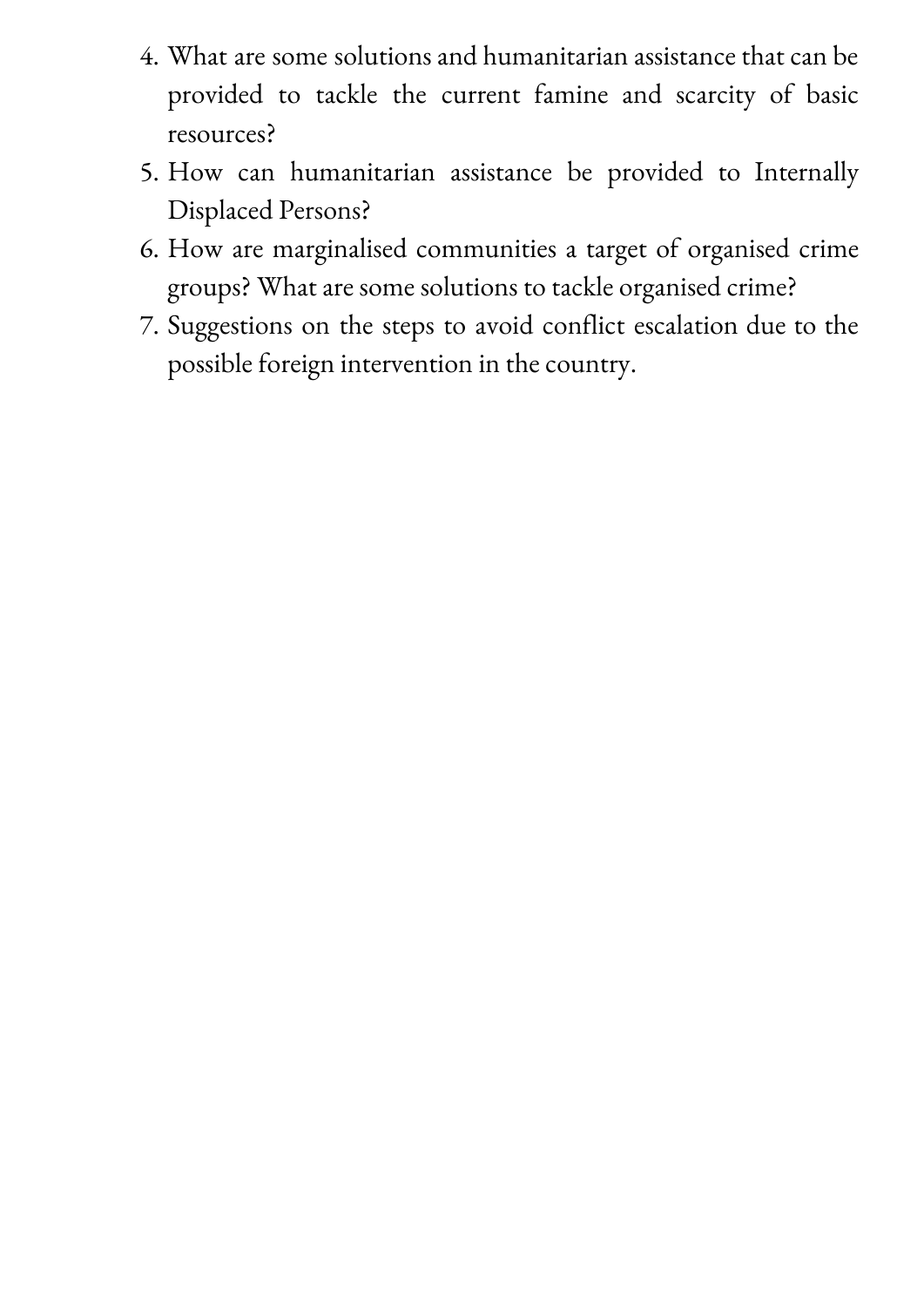4. What are some solutions and humanitarian assistance that can be provided to tackle the current famine and scarcity of basic resources?
5. How can humanitarian assistance be provided to Internally Displaced Persons?
6. How are marginalised communities a target of organised crime groups? What are some solutions to tackle organised crime?
7. Suggestions on the steps to avoid conflict escalation due to the possible foreign intervention in the country.